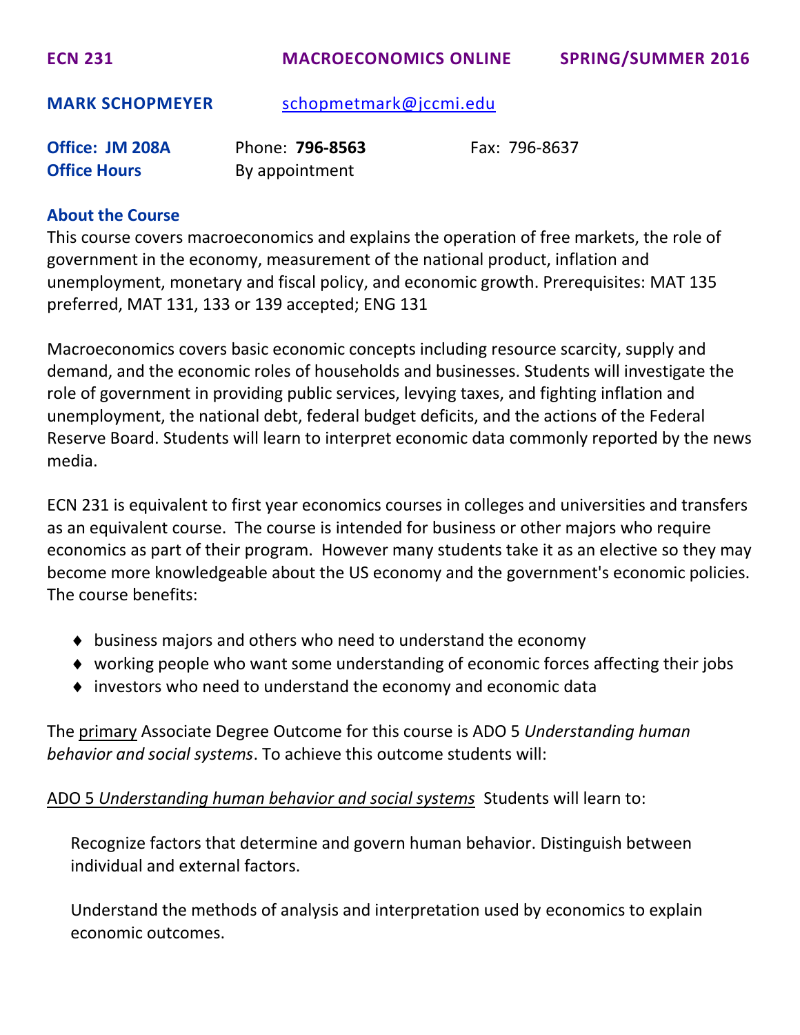**ECN 231 MACROECONOMICS ONLINE SPRING/SUMMER 2016**

**MARK SCHOPMEYER** schopmetmark@jccmi.edu

**Office: JM 208A** Phone: **796-8563** Fax: 796-8637
**Office Hours** By appointment

## About the Course

This course covers macroeconomics and explains the operation of free markets, the role of government in the economy, measurement of the national product, inflation and unemployment, monetary and fiscal policy, and economic growth. Prerequisites: MAT 135 preferred, MAT 131, 133 or 139 accepted; ENG 131

Macroeconomics covers basic economic concepts including resource scarcity, supply and demand, and the economic roles of households and businesses. Students will investigate the role of government in providing public services, levying taxes, and fighting inflation and unemployment, the national debt, federal budget deficits, and the actions of the Federal Reserve Board. Students will learn to interpret economic data commonly reported by the news media.

ECN 231 is equivalent to first year economics courses in colleges and universities and transfers as an equivalent course. The course is intended for business or other majors who require economics as part of their program. However many students take it as an elective so they may become more knowledgeable about the US economy and the government's economic policies. The course benefits:

- business majors and others who need to understand the economy
- working people who want some understanding of economic forces affecting their jobs
- investors who need to understand the economy and economic data

The primary Associate Degree Outcome for this course is ADO 5 *Understanding human behavior and social systems*. To achieve this outcome students will:

ADO 5 *Understanding human behavior and social systems* Students will learn to:

Recognize factors that determine and govern human behavior. Distinguish between individual and external factors.

Understand the methods of analysis and interpretation used by economics to explain economic outcomes.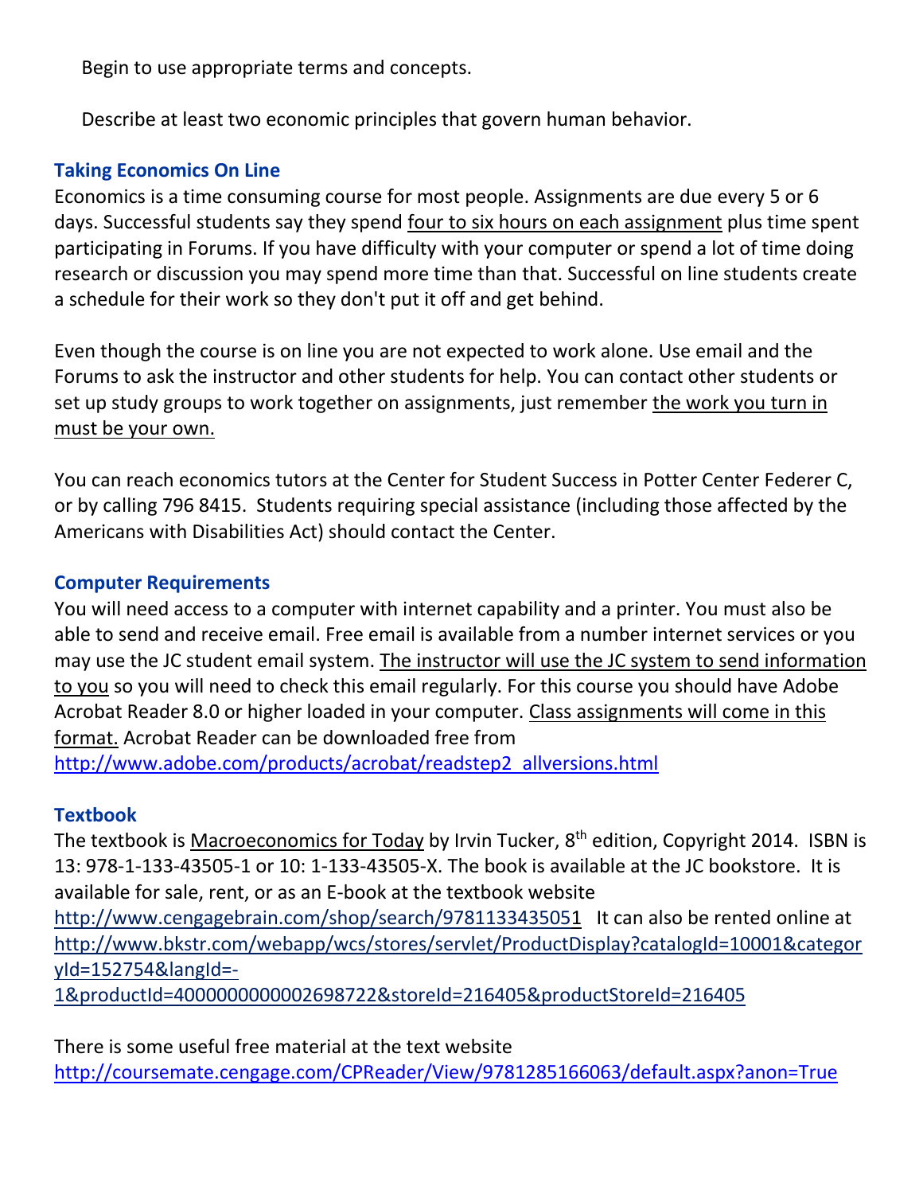Begin to use appropriate terms and concepts.

Describe at least two economic principles that govern human behavior.

### Taking Economics On Line

Economics is a time consuming course for most people. Assignments are due every 5 or 6 days. Successful students say they spend four to six hours on each assignment plus time spent participating in Forums. If you have difficulty with your computer or spend a lot of time doing research or discussion you may spend more time than that. Successful on line students create a schedule for their work so they don't put it off and get behind.

Even though the course is on line you are not expected to work alone. Use email and the Forums to ask the instructor and other students for help. You can contact other students or set up study groups to work together on assignments, just remember the work you turn in must be your own.

You can reach economics tutors at the Center for Student Success in Potter Center Federer C, or by calling 796 8415. Students requiring special assistance (including those affected by the Americans with Disabilities Act) should contact the Center.

### Computer Requirements

You will need access to a computer with internet capability and a printer. You must also be able to send and receive email. Free email is available from a number internet services or you may use the JC student email system. The instructor will use the JC system to send information to you so you will need to check this email regularly. For this course you should have Adobe Acrobat Reader 8.0 or higher loaded in your computer. Class assignments will come in this format. Acrobat Reader can be downloaded free from http://www.adobe.com/products/acrobat/readstep2_allversions.html

### Textbook

The textbook is Macroeconomics for Today by Irvin Tucker, 8th edition, Copyright 2014. ISBN is 13: 978-1-133-43505-1 or 10: 1-133-43505-X. The book is available at the JC bookstore. It is available for sale, rent, or as an E-book at the textbook website http://www.cengagebrain.com/shop/search/9781133435051 It can also be rented online at http://www.bkstr.com/webapp/wcs/stores/servlet/ProductDisplay?catalogId=10001&categoryId=152754&langId=-1&productId=400000000002698722&storeId=216405&productStoreId=216405

There is some useful free material at the text website http://coursemate.cengage.com/CPReader/View/9781285166063/default.aspx?anon=True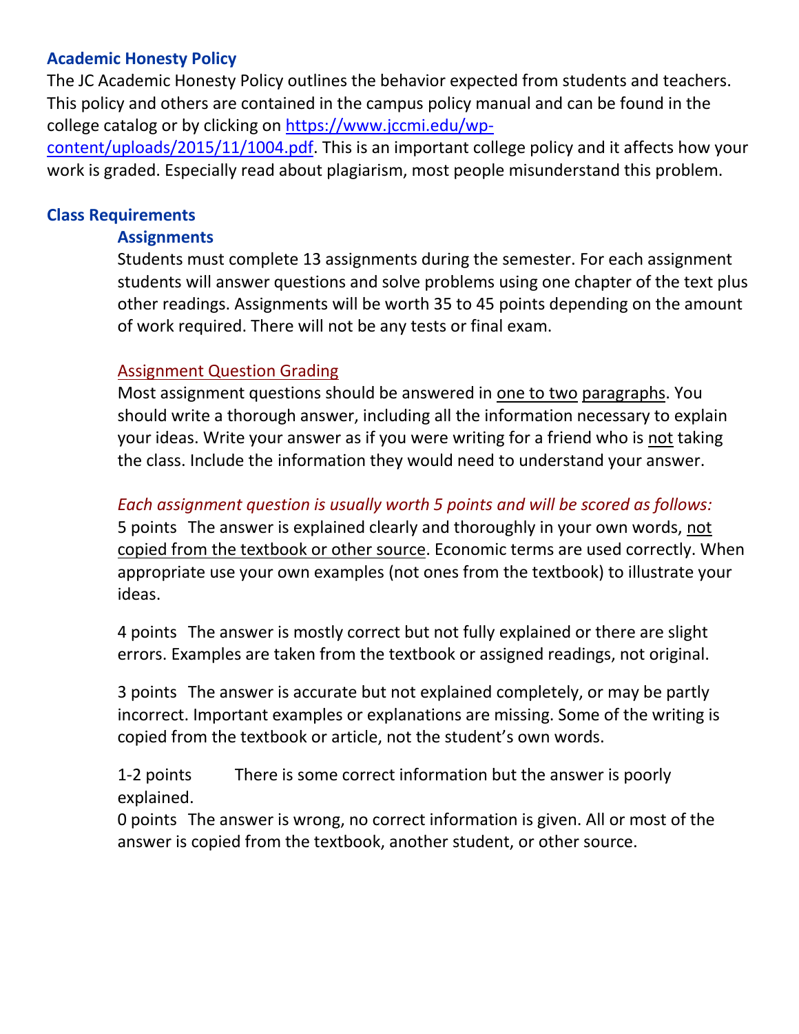## Academic Honesty Policy

The JC Academic Honesty Policy outlines the behavior expected from students and teachers. This policy and others are contained in the campus policy manual and can be found in the college catalog or by clicking on [https://www.jccmi.edu/wp-content/uploads/2015/11/1004.pdf](https://www.jccmi.edu/wp-content/uploads/2015/11/1004.pdf). This is an important college policy and it affects how your work is graded. Especially read about plagiarism, most people misunderstand this problem.

## Class Requirements

### Assignments

Students must complete 13 assignments during the semester. For each assignment students will answer questions and solve problems using one chapter of the text plus other readings. Assignments will be worth 35 to 45 points depending on the amount of work required. There will not be any tests or final exam.

#### Assignment Question Grading

Most assignment questions should be answered in one to two paragraphs. You should write a thorough answer, including all the information necessary to explain your ideas. Write your answer as if you were writing for a friend who is not taking the class. Include the information they would need to understand your answer.

*Each assignment question is usually worth 5 points and will be scored as follows:*

5 points The answer is explained clearly and thoroughly in your own words, not copied from the textbook or other source. Economic terms are used correctly. When appropriate use your own examples (not ones from the textbook) to illustrate your ideas.

4 points The answer is mostly correct but not fully explained or there are slight errors. Examples are taken from the textbook or assigned readings, not original.

3 points The answer is accurate but not explained completely, or may be partly incorrect. Important examples or explanations are missing. Some of the writing is copied from the textbook or article, not the student's own words.

1-2 points There is some correct information but the answer is poorly explained.

0 points The answer is wrong, no correct information is given. All or most of the answer is copied from the textbook, another student, or other source.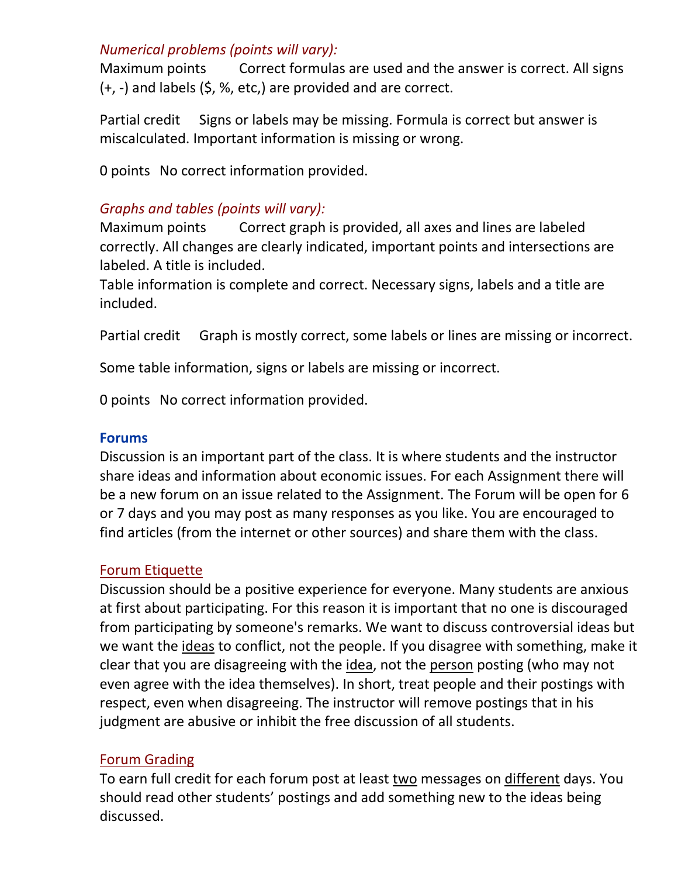*Numerical problems (points will vary):*

Maximum points Correct formulas are used and the answer is correct. All signs (+, -) and labels ($, %, etc,) are provided and are correct.

Partial credit Signs or labels may be missing. Formula is correct but answer is miscalculated. Important information is missing or wrong.

0 points No correct information provided.

*Graphs and tables (points will vary):*

Maximum points Correct graph is provided, all axes and lines are labeled correctly. All changes are clearly indicated, important points and intersections are labeled. A title is included.

Table information is complete and correct. Necessary signs, labels and a title are included.

Partial credit Graph is mostly correct, some labels or lines are missing or incorrect.

Some table information, signs or labels are missing or incorrect.

0 points No correct information provided.

### Forums

Discussion is an important part of the class. It is where students and the instructor share ideas and information about economic issues. For each Assignment there will be a new forum on an issue related to the Assignment. The Forum will be open for 6 or 7 days and you may post as many responses as you like. You are encouraged to find articles (from the internet or other sources) and share them with the class.

#### Forum Etiquette

Discussion should be a positive experience for everyone. Many students are anxious at first about participating. For this reason it is important that no one is discouraged from participating by someone's remarks. We want to discuss controversial ideas but we want the ideas to conflict, not the people. If you disagree with something, make it clear that you are disagreeing with the idea, not the person posting (who may not even agree with the idea themselves). In short, treat people and their postings with respect, even when disagreeing. The instructor will remove postings that in his judgment are abusive or inhibit the free discussion of all students.

#### Forum Grading

To earn full credit for each forum post at least two messages on different days. You should read other students' postings and add something new to the ideas being discussed.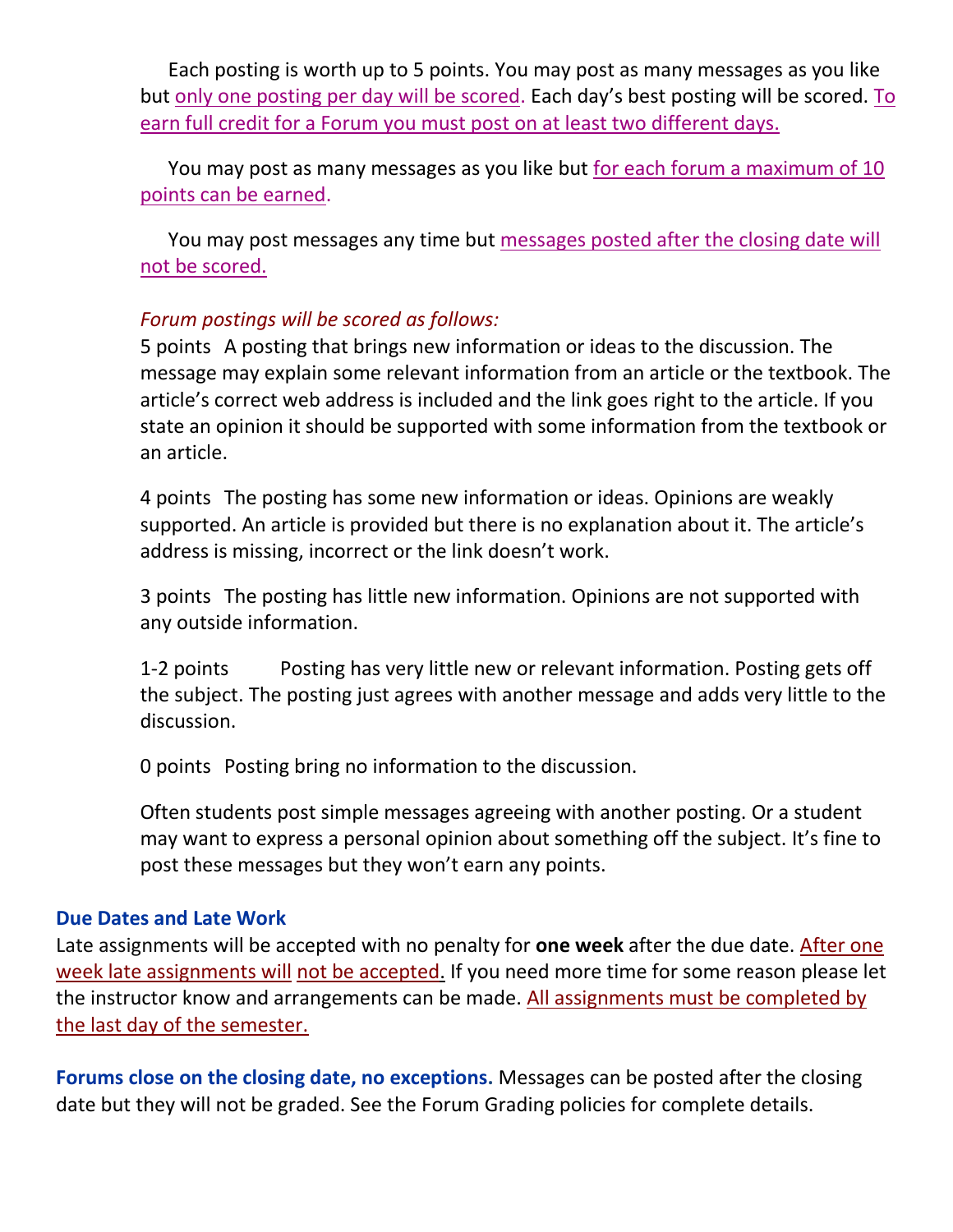Each posting is worth up to 5 points. You may post as many messages as you like but only one posting per day will be scored. Each day's best posting will be scored. To earn full credit for a Forum you must post on at least two different days.

You may post as many messages as you like but for each forum a maximum of 10 points can be earned.

You may post messages any time but messages posted after the closing date will not be scored.

*Forum postings will be scored as follows:*

5 points A posting that brings new information or ideas to the discussion. The message may explain some relevant information from an article or the textbook. The article's correct web address is included and the link goes right to the article. If you state an opinion it should be supported with some information from the textbook or an article.

4 points The posting has some new information or ideas. Opinions are weakly supported. An article is provided but there is no explanation about it. The article's address is missing, incorrect or the link doesn't work.

3 points The posting has little new information. Opinions are not supported with any outside information.

1-2 points Posting has very little new or relevant information. Posting gets off the subject. The posting just agrees with another message and adds very little to the discussion.

0 points Posting bring no information to the discussion.

Often students post simple messages agreeing with another posting. Or a student may want to express a personal opinion about something off the subject. It's fine to post these messages but they won't earn any points.

### Due Dates and Late Work

Late assignments will be accepted with no penalty for **one week** after the due date. After one week late assignments will not be accepted. If you need more time for some reason please let the instructor know and arrangements can be made. All assignments must be completed by the last day of the semester.

**Forums close on the closing date, no exceptions.** Messages can be posted after the closing date but they will not be graded. See the Forum Grading policies for complete details.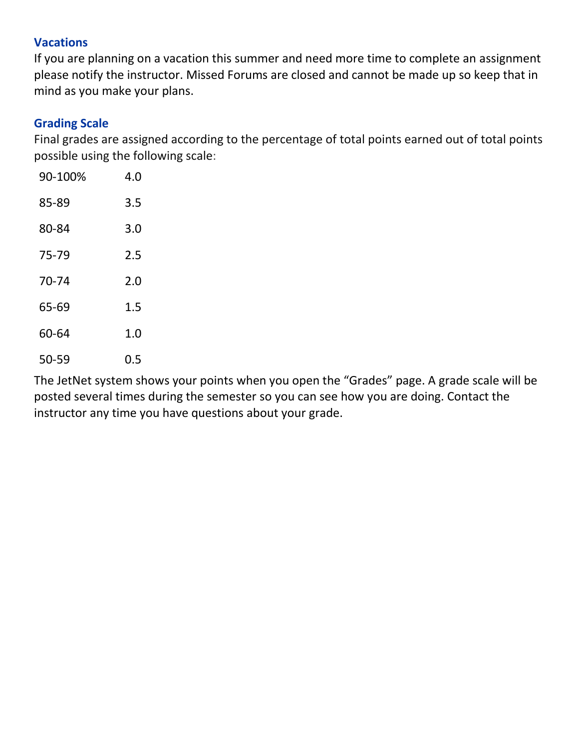### Vacations

If you are planning on a vacation this summer and need more time to complete an assignment please notify the instructor. Missed Forums are closed and cannot be made up so keep that in mind as you make your plans.

### Grading Scale

Final grades are assigned according to the percentage of total points earned out of total points possible using the following scale:

| | |
|---|---|
| 90-100% | 4.0 |
| 85-89 | 3.5 |
| 80-84 | 3.0 |
| 75-79 | 2.5 |
| 70-74 | 2.0 |
| 65-69 | 1.5 |
| 60-64 | 1.0 |
| 50-59 | 0.5 |

The JetNet system shows your points when you open the “Grades” page. A grade scale will be posted several times during the semester so you can see how you are doing. Contact the instructor any time you have questions about your grade.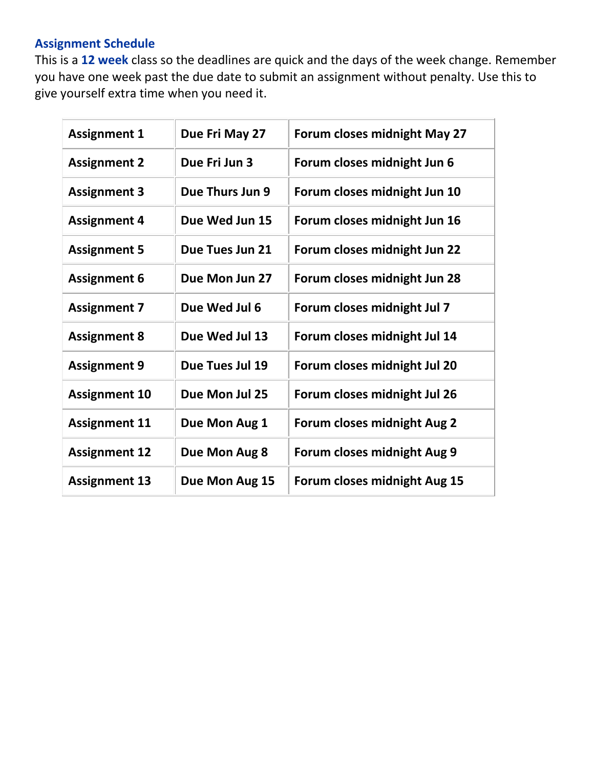### Assignment Schedule

This is a **12 week** class so the deadlines are quick and the days of the week change. Remember you have one week past the due date to submit an assignment without penalty. Use this to give yourself extra time when you need it.

| | | |
|---|---|---|
| **Assignment 1** | **Due Fri May 27** | **Forum closes midnight May 27** |
| **Assignment 2** | **Due Fri Jun 3** | **Forum closes midnight Jun 6** |
| **Assignment 3** | **Due Thurs Jun 9** | **Forum closes midnight Jun 10** |
| **Assignment 4** | **Due Wed Jun 15** | **Forum closes midnight Jun 16** |
| **Assignment 5** | **Due Tues Jun 21** | **Forum closes midnight Jun 22** |
| **Assignment 6** | **Due Mon Jun 27** | **Forum closes midnight Jun 28** |
| **Assignment 7** | **Due Wed Jul 6** | **Forum closes midnight Jul 7** |
| **Assignment 8** | **Due Wed Jul 13** | **Forum closes midnight Jul 14** |
| **Assignment 9** | **Due Tues Jul 19** | **Forum closes midnight Jul 20** |
| **Assignment 10** | **Due Mon Jul 25** | **Forum closes midnight Jul 26** |
| **Assignment 11** | **Due Mon Aug 1** | **Forum closes midnight Aug 2** |
| **Assignment 12** | **Due Mon Aug 8** | **Forum closes midnight Aug 9** |
| **Assignment 13** | **Due Mon Aug 15** | **Forum closes midnight Aug 15** |